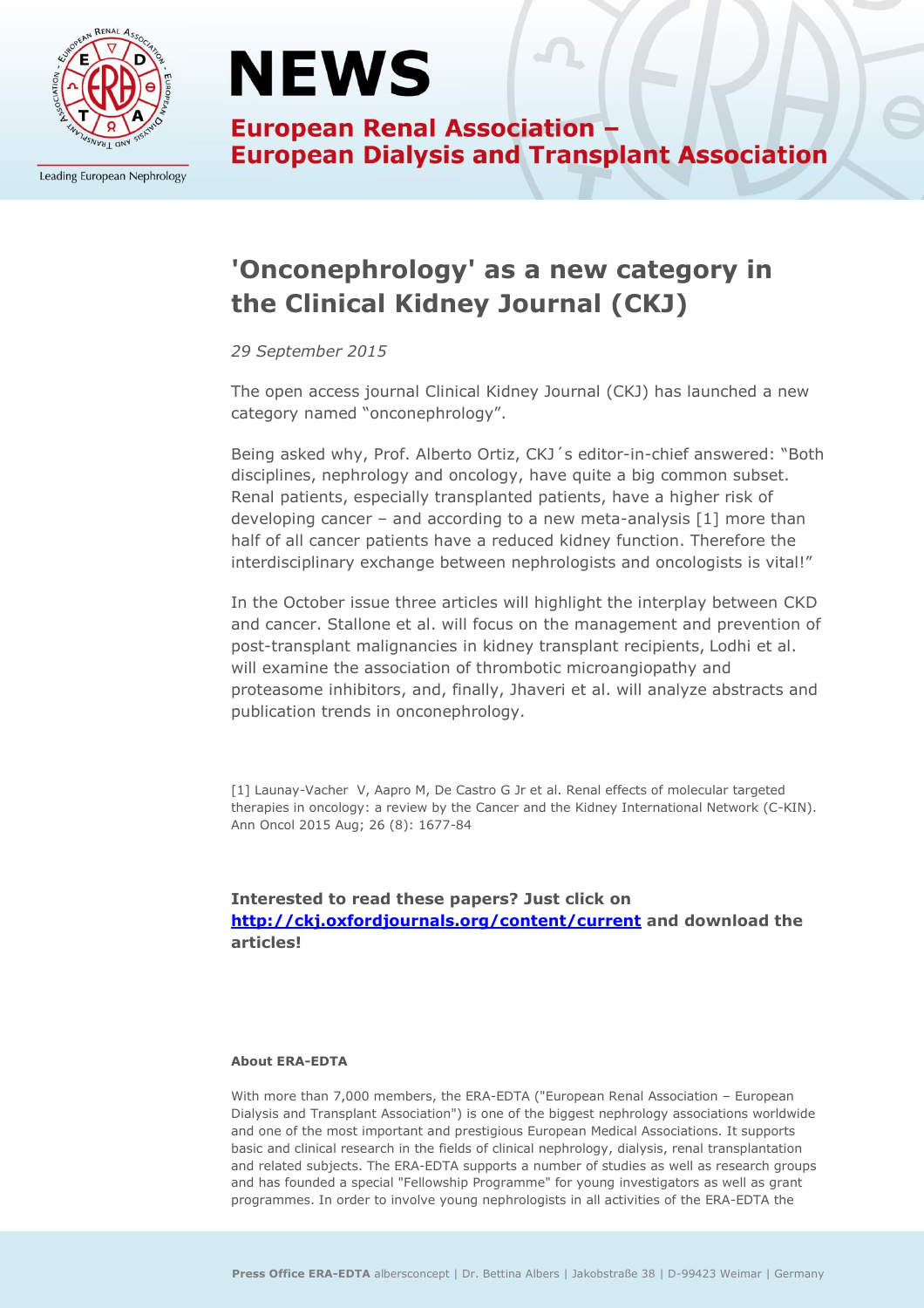# NEWS

**European Renal Association – European Dialysis and Transplant Association**

Leading European Nephrology

## 'Onconephrology' as a new category in the Clinical Kidney Journal (CKJ)

*29 September 2015*

The open access journal Clinical Kidney Journal (CKJ) has launched a new category named "onconephrology".

Being asked why, Prof. Alberto Ortiz, CKJ´s editor-in-chief answered: "Both disciplines, nephrology and oncology, have quite a big common subset. Renal patients, especially transplanted patients, have a higher risk of developing cancer – and according to a new meta-analysis [1] more than half of all cancer patients have a reduced kidney function. Therefore the interdisciplinary exchange between nephrologists and oncologists is vital!"

In the October issue three articles will highlight the interplay between CKD and cancer. Stallone et al. will focus on the management and prevention of post-transplant malignancies in kidney transplant recipients, Lodhi et al. will examine the association of thrombotic microangiopathy and proteasome inhibitors, and, finally, Jhaveri et al. will analyze abstracts and publication trends in onconephrology.

[1] Launay-Vacher V, Aapro M, De Castro G Jr et al. Renal effects of molecular targeted therapies in oncology: a review by the Cancer and the Kidney International Network (C-KIN). Ann Oncol 2015 Aug; 26 (8): 1677-84

**Interested to read these papers? Just click on [http://ckj.oxfordjournals.org/content/current](http://ckj.oxfordjournals.org/content/current) and download the articles!**

**About ERA-EDTA**

With more than 7,000 members, the ERA-EDTA ("European Renal Association – European Dialysis and Transplant Association") is one of the biggest nephrology associations worldwide and one of the most important and prestigious European Medical Associations. It supports basic and clinical research in the fields of clinical nephrology, dialysis, renal transplantation and related subjects. The ERA-EDTA supports a number of studies as well as research groups and has founded a special "Fellowship Programme" for young investigators as well as grant programmes. In order to involve young nephrologists in all activities of the ERA-EDTA the

Press Office ERA-EDTA albersconcept | Dr. Bettina Albers | Jakobstraße 38 | D-99423 Weimar | Germany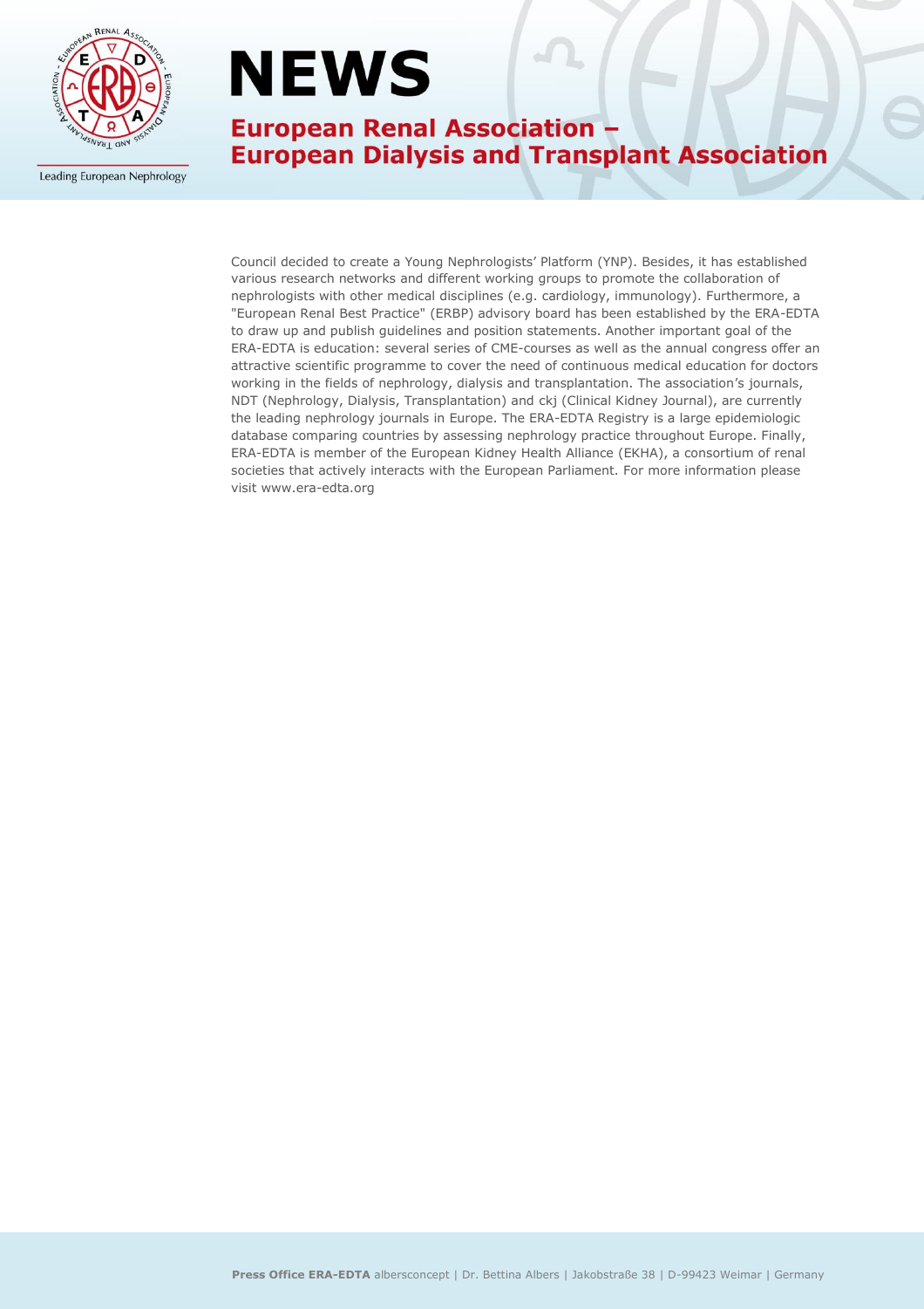Council decided to create a Young Nephrologists' Platform (YNP). Besides, it has established various research networks and different working groups to promote the collaboration of nephrologists with other medical disciplines (e.g. cardiology, immunology). Furthermore, a "European Renal Best Practice" (ERBP) advisory board has been established by the ERA-EDTA to draw up and publish guidelines and position statements. Another important goal of the ERA-EDTA is education: several series of CME-courses as well as the annual congress offer an attractive scientific programme to cover the need of continuous medical education for doctors working in the fields of nephrology, dialysis and transplantation. The association's journals, NDT (Nephrology, Dialysis, Transplantation) and ckj (Clinical Kidney Journal), are currently the leading nephrology journals in Europe. The ERA-EDTA Registry is a large epidemiologic database comparing countries by assessing nephrology practice throughout Europe. Finally, ERA-EDTA is member of the European Kidney Health Alliance (EKHA), a consortium of renal societies that actively interacts with the European Parliament. For more information please visit www.era-edta.org